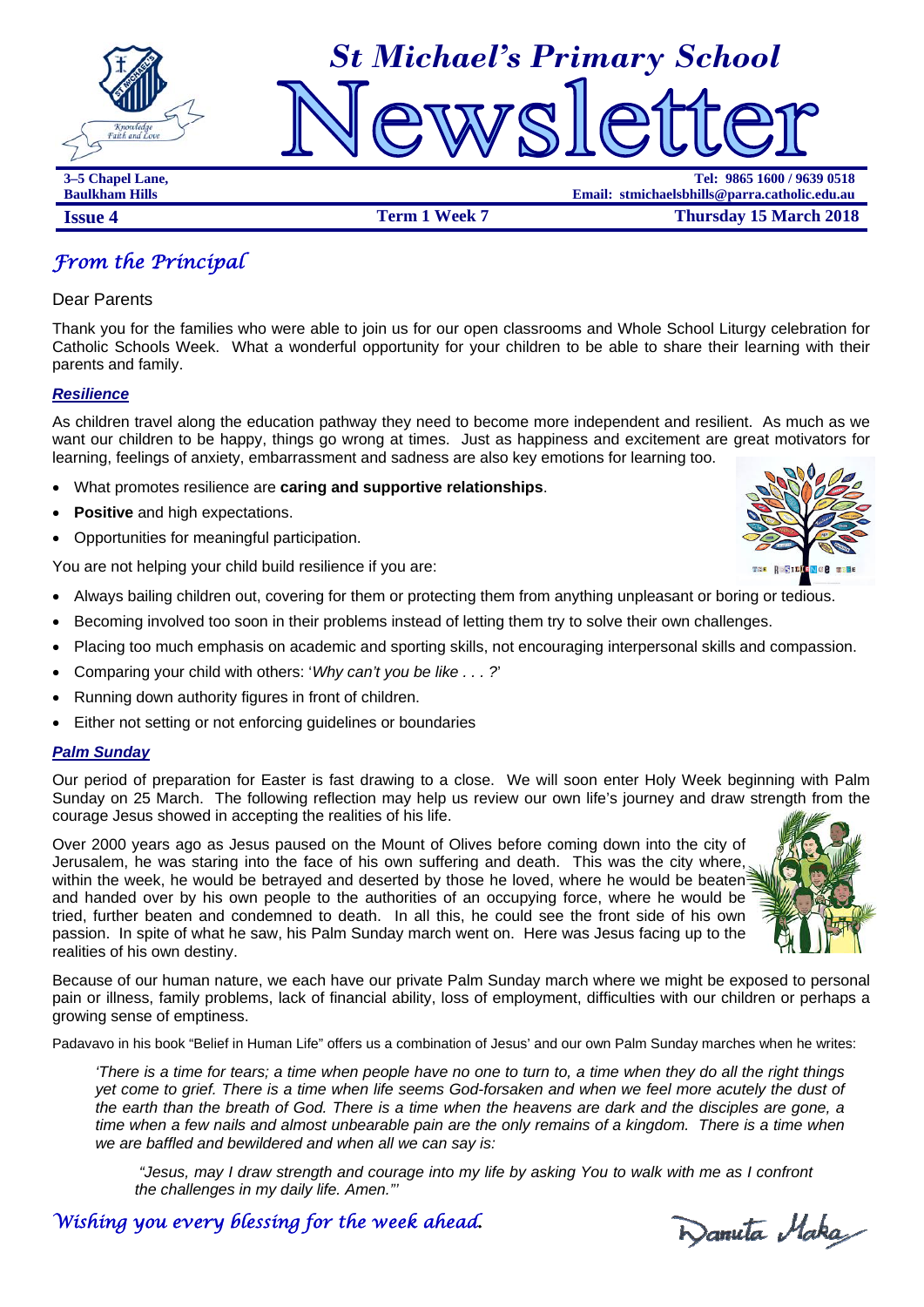# St Michael's Primary School Newsletter

Knowledge Faith and Love

**3–5 Chapel Lane, Baulkham Hills**

**Tel: 9865 1600 / 9639 0518**
**Email: stmichaelsbhills@parra.catholic.edu.au**

**Issue 4** | **Term 1 Week 7** | **Thursday 15 March 2018**

## *From the Principal*

Dear Parents

Thank you for the families who were able to join us for our open classrooms and Whole School Liturgy celebration for Catholic Schools Week. What a wonderful opportunity for your children to be able to share their learning with their parents and family.

### ***Resilience***

As children travel along the education pathway they need to become more independent and resilient. As much as we want our children to be happy, things go wrong at times. Just as happiness and excitement are great motivators for learning, feelings of anxiety, embarrassment and sadness are also key emotions for learning too.

- What promotes resilience are **caring and supportive relationships**.
- **Positive** and high expectations.
- Opportunities for meaningful participation.

You are not helping your child build resilience if you are:

- Always bailing children out, covering for them or protecting them from anything unpleasant or boring or tedious.
- Becoming involved too soon in their problems instead of letting them try to solve their own challenges.
- Placing too much emphasis on academic and sporting skills, not encouraging interpersonal skills and compassion.
- Comparing your child with others: '*Why can't you be like . . . ?*'
- Running down authority figures in front of children.
- Either not setting or not enforcing guidelines or boundaries

### ***Palm Sunday***

Our period of preparation for Easter is fast drawing to a close. We will soon enter Holy Week beginning with Palm Sunday on 25 March. The following reflection may help us review our own life's journey and draw strength from the courage Jesus showed in accepting the realities of his life.

Over 2000 years ago as Jesus paused on the Mount of Olives before coming down into the city of Jerusalem, he was staring into the face of his own suffering and death. This was the city where, within the week, he would be betrayed and deserted by those he loved, where he would be beaten and handed over by his own people to the authorities of an occupying force, where he would be tried, further beaten and condemned to death. In all this, he could see the front side of his own passion. In spite of what he saw, his Palm Sunday march went on. Here was Jesus facing up to the realities of his own destiny.

Because of our human nature, we each have our private Palm Sunday march where we might be exposed to personal pain or illness, family problems, lack of financial ability, loss of employment, difficulties with our children or perhaps a growing sense of emptiness.

Padavavo in his book "Belief in Human Life" offers us a combination of Jesus' and our own Palm Sunday marches when he writes:

> *'There is a time for tears; a time when people have no one to turn to, a time when they do all the right things yet come to grief. There is a time when life seems God-forsaken and when we feel more acutely the dust of the earth than the breath of God. There is a time when the heavens are dark and the disciples are gone, a time when a few nails and almost unbearable pain are the only remains of a kingdom. There is a time when we are baffled and bewildered and when all we can say is:*
>
> *"Jesus, may I draw strength and courage into my life by asking You to walk with me as I confront the challenges in my daily life. Amen."'*

*Wishing you every blessing for the week ahead.*

Danuta Maka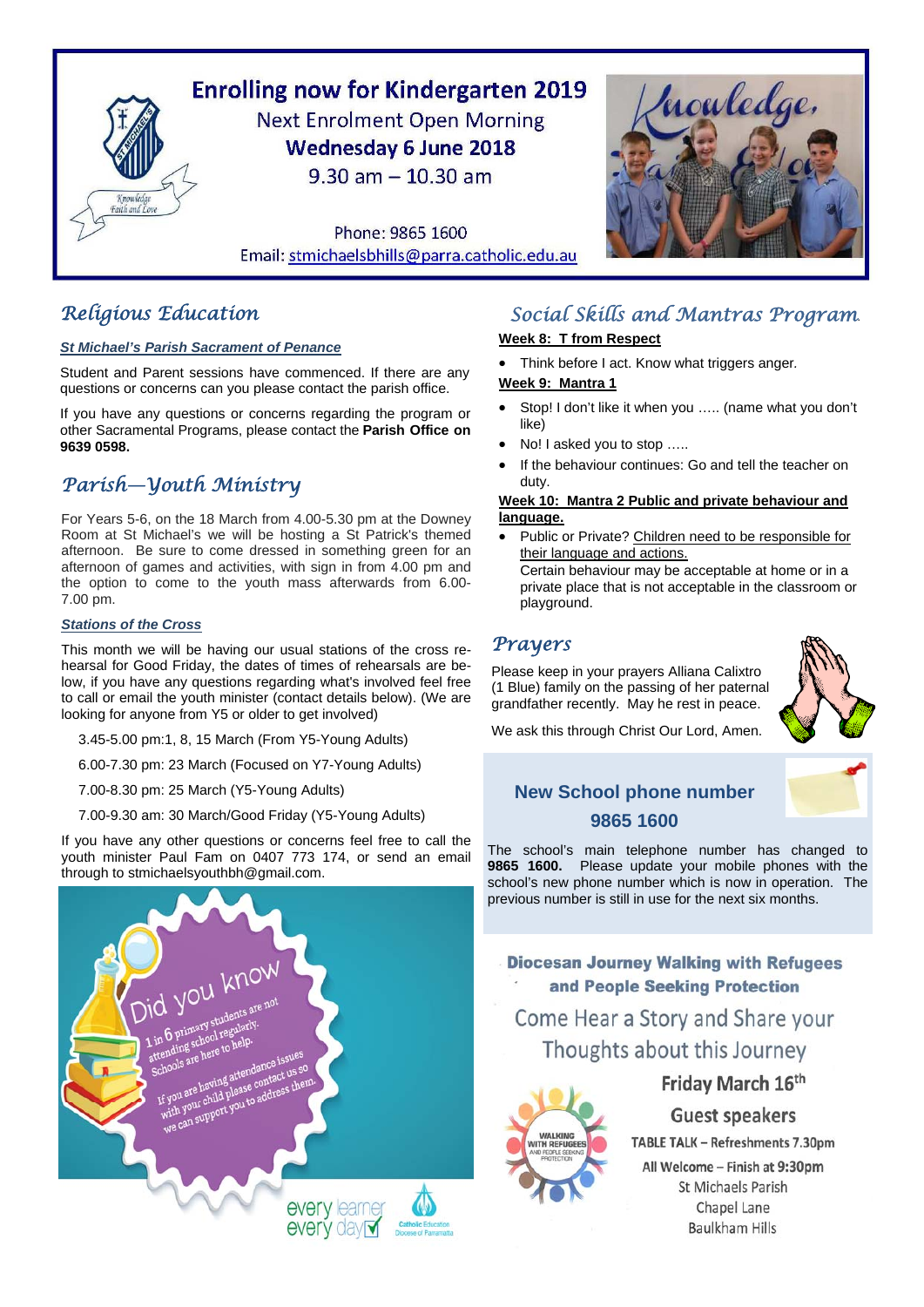## Enrolling now for Kindergarten 2019

Next Enrolment Open Morning

**Wednesday 6 June 2018**

9.30 am – 10.30 am

Phone: 9865 1600

Email: stmichaelsbhills@parra.catholic.edu.au

## Religious Education

***St Michael's Parish Sacrament of Penance***

Student and Parent sessions have commenced. If there are any questions or concerns can you please contact the parish office.

If you have any questions or concerns regarding the program or other Sacramental Programs, please contact the **Parish Office on 9639 0598.**

## Parish—Youth Ministry

For Years 5-6, on the 18 March from 4.00-5.30 pm at the Downey Room at St Michael's we will be hosting a St Patrick's themed afternoon. Be sure to come dressed in something green for an afternoon of games and activities, with sign in from 4.00 pm and the option to come to the youth mass afterwards from 6.00-7.00 pm.

***Stations of the Cross***

This month we will be having our usual stations of the cross rehearsal for Good Friday, the dates of times of rehearsals are below, if you have any questions regarding what's involved feel free to call or email the youth minister (contact details below). (We are looking for anyone from Y5 or older to get involved)

3.45-5.00 pm:1, 8, 15 March (From Y5-Young Adults)

6.00-7.30 pm: 23 March (Focused on Y7-Young Adults)

7.00-8.30 pm: 25 March (Y5-Young Adults)

7.00-9.30 am: 30 March/Good Friday (Y5-Young Adults)

If you have any other questions or concerns feel free to call the youth minister Paul Fam on 0407 773 174, or send an email through to stmichaelsyouthbh@gmail.com.

Did you know

1 in 6 primary students are not attending school regularly. Schools are here to help.

If you are having attendance issues with your child please contact us so we can support you to address them.

every learner every day

## Social Skills and Mantras Program

**Week 8: T from Respect**

- Think before I act. Know what triggers anger.

**Week 9: Mantra 1**

- Stop! I don't like it when you ….. (name what you don't like)
- No! I asked you to stop …..
- If the behaviour continues: Go and tell the teacher on duty.

**Week 10: Mantra 2 Public and private behaviour and language.**

- Public or Private? Children need to be responsible for their language and actions.
  Certain behaviour may be acceptable at home or in a private place that is not acceptable in the classroom or playground.

## Prayers

Please keep in your prayers Alliana Calixtro (1 Blue) family on the passing of her paternal grandfather recently. May he rest in peace.

We ask this through Christ Our Lord, Amen.

### New School phone number 9865 1600

The school's main telephone number has changed to **9865 1600.** Please update your mobile phones with the school's new phone number which is now in operation. The previous number is still in use for the next six months.

**Diocesan Journey Walking with Refugees and People Seeking Protection**

Come Hear a Story and Share your Thoughts about this Journey

**Friday March 16th**

**Guest speakers**

**TABLE TALK – Refreshments 7.30pm**

**All Welcome – Finish at 9:30pm**

St Michaels Parish
Chapel Lane
Baulkham Hills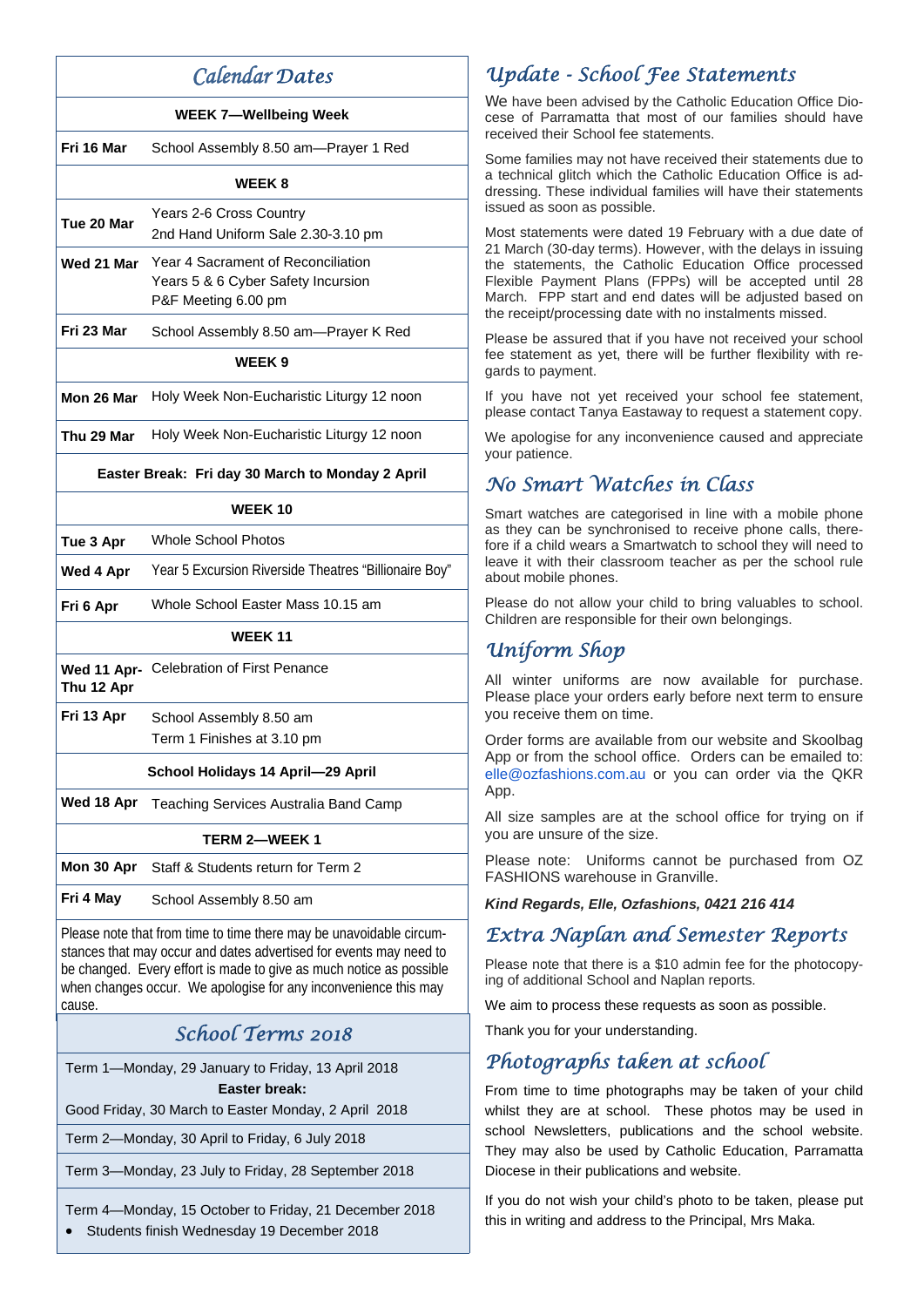## Calendar Dates

| | |
|---|---|
| **WEEK 7—Wellbeing Week** | |
| **Fri 16 Mar** | School Assembly 8.50 am—Prayer 1 Red |
| **WEEK 8** | |
| **Tue 20 Mar** | Years 2-6 Cross Country<br>2nd Hand Uniform Sale 2.30-3.10 pm |
| **Wed 21 Mar** | Year 4 Sacrament of Reconciliation<br>Years 5 & 6 Cyber Safety Incursion<br>P&F Meeting 6.00 pm |
| **Fri 23 Mar** | School Assembly 8.50 am—Prayer K Red |
| **WEEK 9** | |
| **Mon 26 Mar** | Holy Week Non-Eucharistic Liturgy 12 noon |
| **Thu 29 Mar** | Holy Week Non-Eucharistic Liturgy 12 noon |
| **Easter Break: Fri day 30 March to Monday 2 April** | |
| **WEEK 10** | |
| **Tue 3 Apr** | Whole School Photos |
| **Wed 4 Apr** | Year 5 Excursion Riverside Theatres "Billionaire Boy" |
| **Fri 6 Apr** | Whole School Easter Mass 10.15 am |
| **WEEK 11** | |
| **Wed 11 Apr-Thu 12 Apr** | Celebration of First Penance |
| **Fri 13 Apr** | School Assembly 8.50 am<br>Term 1 Finishes at 3.10 pm |
| **School Holidays 14 April—29 April** | |
| **Wed 18 Apr** | Teaching Services Australia Band Camp |
| **TERM 2—WEEK 1** | |
| **Mon 30 Apr** | Staff & Students return for Term 2 |
| **Fri 4 May** | School Assembly 8.50 am |

Please note that from time to time there may be unavoidable circumstances that may occur and dates advertised for events may need to be changed. Every effort is made to give as much notice as possible when changes occur. We apologise for any inconvenience this may cause.

## School Terms 2018

Term 1—Monday, 29 January to Friday, 13 April 2018

**Easter break:**

Good Friday, 30 March to Easter Monday, 2 April 2018

Term 2—Monday, 30 April to Friday, 6 July 2018

Term 3—Monday, 23 July to Friday, 28 September 2018

Term 4—Monday, 15 October to Friday, 21 December 2018

- Students finish Wednesday 19 December 2018

## Update - School Fee Statements

We have been advised by the Catholic Education Office Diocese of Parramatta that most of our families should have received their School fee statements.

Some families may not have received their statements due to a technical glitch which the Catholic Education Office is addressing. These individual families will have their statements issued as soon as possible.

Most statements were dated 19 February with a due date of 21 March (30-day terms). However, with the delays in issuing the statements, the Catholic Education Office processed Flexible Payment Plans (FPPs) will be accepted until 28 March. FPP start and end dates will be adjusted based on the receipt/processing date with no instalments missed.

Please be assured that if you have not received your school fee statement as yet, there will be further flexibility with regards to payment.

If you have not yet received your school fee statement, please contact Tanya Eastaway to request a statement copy.

We apologise for any inconvenience caused and appreciate your patience.

## No Smart Watches in Class

Smart watches are categorised in line with a mobile phone as they can be synchronised to receive phone calls, therefore if a child wears a Smartwatch to school they will need to leave it with their classroom teacher as per the school rule about mobile phones.

Please do not allow your child to bring valuables to school. Children are responsible for their own belongings.

## Uniform Shop

All winter uniforms are now available for purchase. Please place your orders early before next term to ensure you receive them on time.

Order forms are available from our website and Skoolbag App or from the school office. Orders can be emailed to: elle@ozfashions.com.au or you can order via the QKR App.

All size samples are at the school office for trying on if you are unsure of the size.

Please note: Uniforms cannot be purchased from OZ FASHIONS warehouse in Granville.

***Kind Regards, Elle, Ozfashions, 0421 216 414***

## Extra Naplan and Semester Reports

Please note that there is a $10 admin fee for the photocopying of additional School and Naplan reports.

We aim to process these requests as soon as possible.

Thank you for your understanding.

## Photographs taken at school

From time to time photographs may be taken of your child whilst they are at school. These photos may be used in school Newsletters, publications and the school website. They may also be used by Catholic Education, Parramatta Diocese in their publications and website.

If you do not wish your child's photo to be taken, please put this in writing and address to the Principal, Mrs Maka.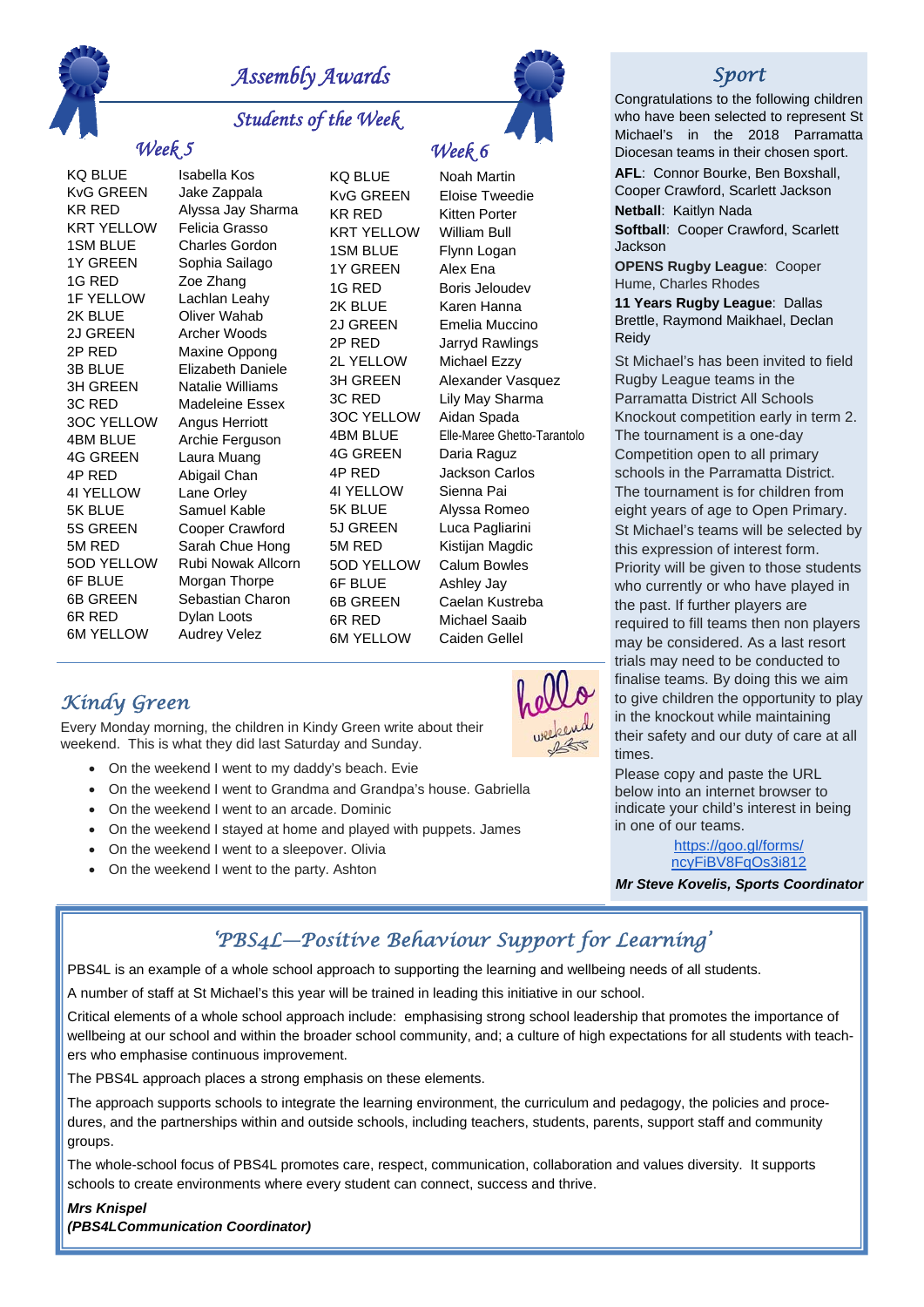# Assembly Awards

## Students of the Week

### Week 5

| Class | Student |
|---|---|
| KQ BLUE | Isabella Kos |
| KvG GREEN | Jake Zappala |
| KR RED | Alyssa Jay Sharma |
| KRT YELLOW | Felicia Grasso |
| 1SM BLUE | Charles Gordon |
| 1Y GREEN | Sophia Sailago |
| 1G RED | Zoe Zhang |
| 1F YELLOW | Lachlan Leahy |
| 2K BLUE | Oliver Wahab |
| 2J GREEN | Archer Woods |
| 2P RED | Maxine Oppong |
| 3B BLUE | Elizabeth Daniele |
| 3H GREEN | Natalie Williams |
| 3C RED | Madeleine Essex |
| 3OC YELLOW | Angus Herriott |
| 4BM BLUE | Archie Ferguson |
| 4G GREEN | Laura Muang |
| 4P RED | Abigail Chan |
| 4I YELLOW | Lane Orley |
| 5K BLUE | Samuel Kable |
| 5S GREEN | Cooper Crawford |
| 5M RED | Sarah Chue Hong |
| 5OD YELLOW | Rubi Nowak Allcorn |
| 6F BLUE | Morgan Thorpe |
| 6B GREEN | Sebastian Charon |
| 6R RED | Dylan Loots |
| 6M YELLOW | Audrey Velez |

### Week 6

| Class | Student |
|---|---|
| KQ BLUE | Noah Martin |
| KvG GREEN | Eloise Tweedie |
| KR RED | Kitten Porter |
| KRT YELLOW | William Bull |
| 1SM BLUE | Flynn Logan |
| 1Y GREEN | Alex Ena |
| 1G RED | Boris Jeloudev |
| 2K BLUE | Karen Hanna |
| 2J GREEN | Emelia Muccino |
| 2P RED | Jarryd Rawlings |
| 2L YELLOW | Michael Ezzy |
| 3H GREEN | Alexander Vasquez |
| 3C RED | Lily May Sharma |
| 3OC YELLOW | Aidan Spada |
| 4BM BLUE | Elle-Maree Ghetto-Tarantolo |
| 4G GREEN | Daria Raguz |
| 4P RED | Jackson Carlos |
| 4I YELLOW | Sienna Pai |
| 5K BLUE | Alyssa Romeo |
| 5J GREEN | Luca Pagliarini |
| 5M RED | Kistijan Magdic |
| 5OD YELLOW | Calum Bowles |
| 6F BLUE | Ashley Jay |
| 6B GREEN | Caelan Kustreba |
| 6R RED | Michael Saaib |
| 6M YELLOW | Caiden Gellel |

## Kindy Green

Every Monday morning, the children in Kindy Green write about their weekend. This is what they did last Saturday and Sunday.

- On the weekend I went to my daddy's beach. Evie
- On the weekend I went to Grandma and Grandpa's house. Gabriella
- On the weekend I went to an arcade. Dominic
- On the weekend I stayed at home and played with puppets. James
- On the weekend I went to a sleepover. Olivia
- On the weekend I went to the party. Ashton

## Sport

Congratulations to the following children who have been selected to represent St Michael's in the 2018 Parramatta Diocesan teams in their chosen sport.

**AFL**: Connor Bourke, Ben Boxshall, Cooper Crawford, Scarlett Jackson

**Netball**: Kaitlyn Nada

**Softball**: Cooper Crawford, Scarlett Jackson

**OPENS Rugby League**: Cooper Hume, Charles Rhodes

**11 Years Rugby League**: Dallas Brettle, Raymond Maikhael, Declan Reidy

St Michael's has been invited to field Rugby League teams in the Parramatta District All Schools Knockout competition early in term 2. The tournament is a one-day Competition open to all primary schools in the Parramatta District. The tournament is for children from eight years of age to Open Primary. St Michael's teams will be selected by this expression of interest form. Priority will be given to those students who currently or who have played in the past. If further players are required to fill teams then non players may be considered. As a last resort trials may need to be conducted to finalise teams. By doing this we aim to give children the opportunity to play in the knockout while maintaining their safety and our duty of care at all times.

Please copy and paste the URL below into an internet browser to indicate your child's interest in being in one of our teams.

https://goo.gl/forms/ncyFiBV8FqOs3i812

***Mr Steve Kovelis, Sports Coordinator***

## 'PBS4L—Positive Behaviour Support for Learning'

PBS4L is an example of a whole school approach to supporting the learning and wellbeing needs of all students.

A number of staff at St Michael's this year will be trained in leading this initiative in our school.

Critical elements of a whole school approach include: emphasising strong school leadership that promotes the importance of wellbeing at our school and within the broader school community, and; a culture of high expectations for all students with teachers who emphasise continuous improvement.

The PBS4L approach places a strong emphasis on these elements.

The approach supports schools to integrate the learning environment, the curriculum and pedagogy, the policies and procedures, and the partnerships within and outside schools, including teachers, students, parents, support staff and community groups.

The whole-school focus of PBS4L promotes care, respect, communication, collaboration and values diversity. It supports schools to create environments where every student can connect, success and thrive.

***Mrs Knispel***
***(PBS4LCommunication Coordinator)***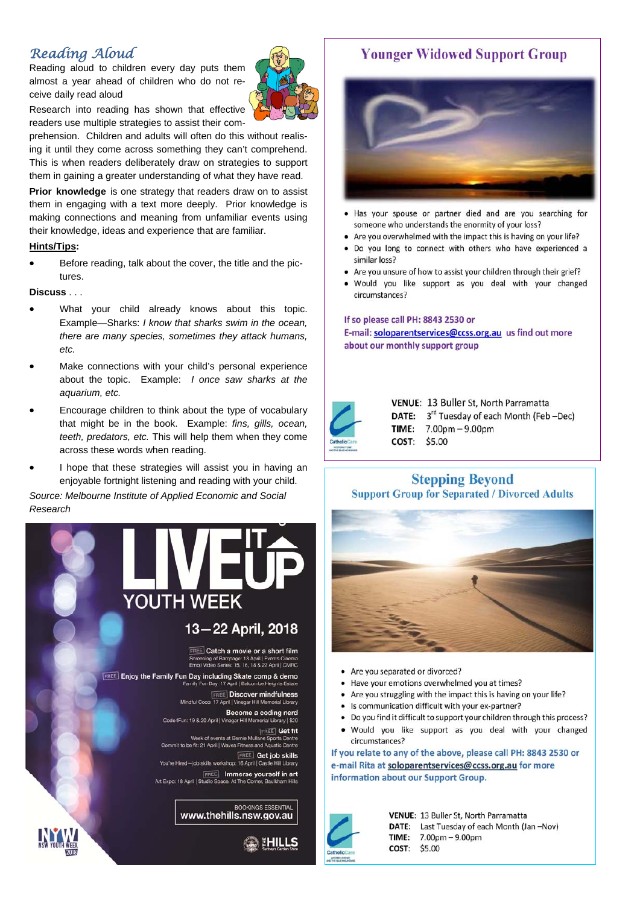## Reading Aloud

Reading aloud to children every day puts them almost a year ahead of children who do not receive daily read aloud

Research into reading has shown that effective readers use multiple strategies to assist their comprehension. Children and adults will often do this without realising it until they come across something they can't comprehend. This is when readers deliberately draw on strategies to support them in gaining a greater understanding of what they have read.

**Prior knowledge** is one strategy that readers draw on to assist them in engaging with a text more deeply. Prior knowledge is making connections and meaning from unfamiliar events using their knowledge, ideas and experience that are familiar.

**Hints/Tips:**

- Before reading, talk about the cover, the title and the pictures.

**Discuss** . . .

- What your child already knows about this topic. Example—Sharks: *I know that sharks swim in the ocean, there are many species, sometimes they attack humans, etc.*
- Make connections with your child's personal experience about the topic. Example: *I once saw sharks at the aquarium, etc.*
- Encourage children to think about the type of vocabulary that might be in the book. Example: *fins, gills, ocean, teeth, predators, etc.* This will help them when they come across these words when reading.
- I hope that these strategies will assist you in having an enjoyable fortnight listening and reading with your child.

*Source: Melbourne Institute of Applied Economic and Social Research*

## LIVE IT UP YOUTH WEEK

### 13—22 April, 2018

FREE Catch a movie or a short film
Screening of Rampage: 13 April | Events Cinema
Emoji Video Series: 15, 16, 18 & 22 April | CMRC

FREE Enjoy the Family Fun Day including Skate comp & demo
Family Fun Day: 17 April | Balcombe Heights Estate

FREE Discover mindfulness
Mindful Coco: 17 April | Vinegar Hill Memorial Library

Become a coding nerd
Code4Fun: 19 & 20 April | Vinegar Hill Memorial Library | $20

FREE Get fit
Week of events at Bernie Mullane Sports Centre
Commit to be fit: 21 April | Waves Fitness and Aquatic Centre

FREE Get job skills
You're Hired – job skills workshop: 16 April | Castle Hill Library

FREE Immerse yourself in art
Art Expo: 18 April | Studio Space, At The Corner, Baulkham Hills

BOOKINGS ESSENTIAL
www.thehills.nsw.gov.au

NSW Youth Week 2018 | The Hills Sydney's Garden Shire

## Younger Widowed Support Group

- Has your spouse or partner died and are you searching for someone who understands the enormity of your loss?
- Are you overwhelmed with the impact this is having on your life?
- Do you long to connect with others who have experienced a similar loss?
- Are you unsure of how to assist your children through their grief?
- Would you like support as you deal with your changed circumstances?

If so please call PH: 8843 2530 or E-mail: soloparentservices@ccss.org.au us find out more about our monthly support group

**VENUE:** 13 Buller St, North Parramatta
**DATE:** 3rd Tuesday of each Month (Feb –Dec)
**TIME:** 7.00pm – 9.00pm
**COST:** $5.00

CatholicCare

## Stepping Beyond

### Support Group for Separated / Divorced Adults

- Are you separated or divorced?
- Have your emotions overwhelmed you at times?
- Are you struggling with the impact this is having on your life?
- Is communication difficult with your ex-partner?
- Do you find it difficult to support your children through this process?
- Would you like support as you deal with your changed circumstances?

If you relate to any of the above, please call PH: 8843 2530 or e-mail Rita at soloparentservices@ccss.org.au for more information about our Support Group.

**VENUE:** 13 Buller St, North Parramatta
**DATE:** Last Tuesday of each Month (Jan –Nov)
**TIME:** 7.00pm – 9.00pm
**COST:** $5.00

CatholicCare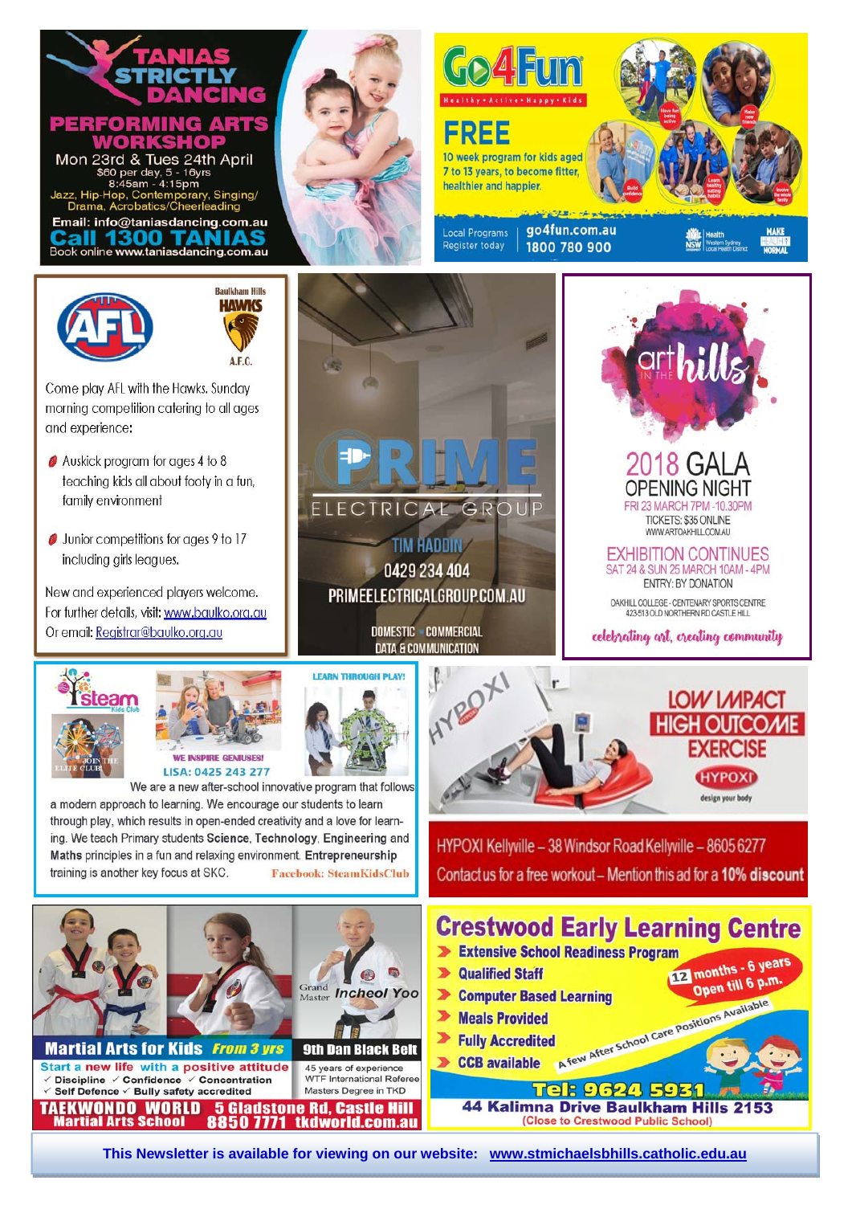## TANIAS STRICTLY DANCING

### PERFORMING ARTS WORKSHOP

Mon 23rd & Tues 24th April
$60 per day, 5 - 16yrs
8:45am - 4:15pm
Jazz, Hip-Hop, Contemporary, Singing/ Drama, Acrobatics/Cheerleading

Email: info@taniasdancing.com.au
**Call 1300 TANIAS**
Book online www.taniasdancing.com.au

## Go4Fun

Healthy • Active • Happy • Kids

**FREE**

10 week program for kids aged 7 to 13 years, to become fitter, healthier and happier.

Have fun being active · Make new friends · Build confidence · Learn healthy eating habits · Involve the whole family

Local Programs Register today | go4fun.com.au 1800 780 900

NSW Health Western Sydney Local Health District · MAKE HEALTHY NORMAL

## AFL — Baulkham Hills HAWKS A.F.C.

Come play AFL with the Hawks. Sunday morning competition catering to all ages and experience:

- Auskick program for ages 4 to 8 teaching kids all about footy in a fun, family environment
- Junior competitions for ages 9 to 17 including girls leagues.

New and experienced players welcome.
For further details, visit: www.baulko.org.au
Or email: Registrar@baulko.org.au

## PRIME ELECTRICAL GROUP

TIM HADDIN
0429 234 404
PRIMEELECTRICALGROUP.COM.AU

DOMESTIC · COMMERCIAL
DATA & COMMUNICATION

## art IN THE hills

### 2018 GALA OPENING NIGHT

FRI 23 MARCH 7PM -10.30PM
TICKETS: $35 ONLINE
WWW.ARTOAKHILL.COM.AU

### EXHIBITION CONTINUES

SAT 24 & SUN 25 MARCH 10AM - 4PM
ENTRY: BY DONATION

OAKHILL COLLEGE - CENTENARY SPORTS CENTRE
423-513 OLD NORTHERN RD CASTLE HILL

*celebrating art, creating community*

## steam Kids Club

JOIN THE ELITE CLUB · WE INSPIRE GENIUSES! · LEARN THROUGH PLAY!

LISA: 0425 243 277

We are a new after-school innovative program that follows a modern approach to learning. We encourage our students to learn through play, which results in open-ended creativity and a love for learning. We teach Primary students **Science**, **Technology**, **Engineering** and **Maths** principles in a fun and relaxing environment. **Entrepreneurship** training is another key focus at SKC.

Facebook: SteamKidsClub

## HYPOXI

**LOW IMPACT HIGH OUTCOME EXERCISE**

HYPOXI design your body

HYPOXI Kellyville – 38 Windsor Road Kellyville – 8605 6277
Contact us for a free workout – Mention this ad for a **10% discount**

## Martial Arts for Kids *From 3 yrs*

Grand Master Incheol Yoo — 9th Dan Black Belt

Start a new life with a positive attitude
✓ Discipline ✓ Confidence ✓ Concentration
✓ Self Defence ✓ Bully safety accredited

45 years of experience
WTF International Referee
Masters Degree in TKD

**TAEKWONDO WORLD Martial Arts School** — 5 Gladstone Rd, Castle Hill — 8850 7771 tkdworld.com.au

## Crestwood Early Learning Centre

- Extensive School Readiness Program
- Qualified Staff
- Computer Based Learning
- Meals Provided
- Fully Accredited
- CCB available

12 months - 6 years
Open till 6 p.m.
A few After School Care Positions Available

**Tel: 9624 5931**
44 Kalimna Drive Baulkham Hills 2153
(Close to Crestwood Public School)

**This Newsletter is available for viewing on our website: www.stmichaelsbhills.catholic.edu.au**